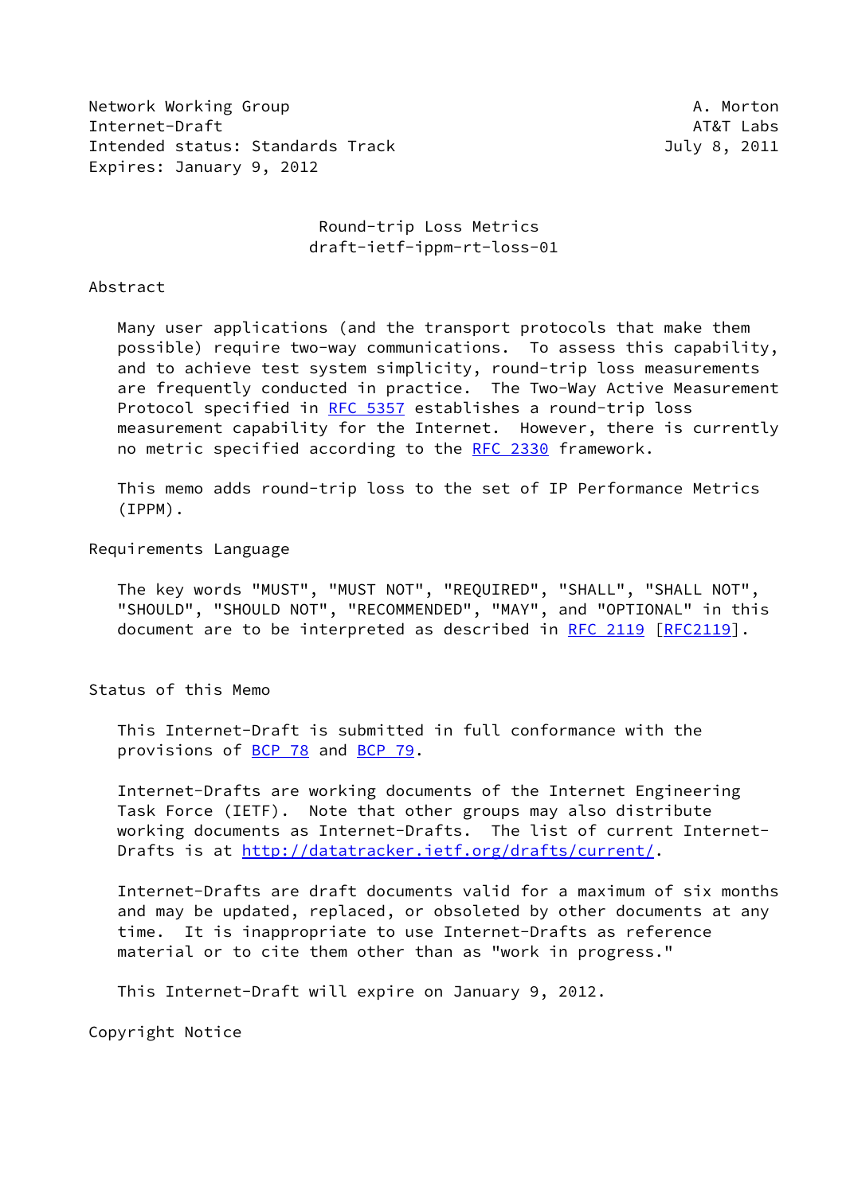Network Working Group A. Morton
Internet-Draft AT&T Labs
Intended status: Standards Track July 8, 2011
Expires: January 9, 2012

# Round-trip Loss Metrics
draft-ietf-ippm-rt-loss-01

## Abstract

Many user applications (and the transport protocols that make them possible) require two-way communications. To assess this capability, and to achieve test system simplicity, round-trip loss measurements are frequently conducted in practice. The Two-Way Active Measurement Protocol specified in RFC 5357 establishes a round-trip loss measurement capability for the Internet. However, there is currently no metric specified according to the RFC 2330 framework.

This memo adds round-trip loss to the set of IP Performance Metrics (IPPM).

## Requirements Language

The key words "MUST", "MUST NOT", "REQUIRED", "SHALL", "SHALL NOT", "SHOULD", "SHOULD NOT", "RECOMMENDED", "MAY", and "OPTIONAL" in this document are to be interpreted as described in RFC 2119 [RFC2119].

## Status of this Memo

This Internet-Draft is submitted in full conformance with the provisions of BCP 78 and BCP 79.

Internet-Drafts are working documents of the Internet Engineering Task Force (IETF). Note that other groups may also distribute working documents as Internet-Drafts. The list of current Internet-Drafts is at http://datatracker.ietf.org/drafts/current/.

Internet-Drafts are draft documents valid for a maximum of six months and may be updated, replaced, or obsoleted by other documents at any time. It is inappropriate to use Internet-Drafts as reference material or to cite them other than as "work in progress."

This Internet-Draft will expire on January 9, 2012.

## Copyright Notice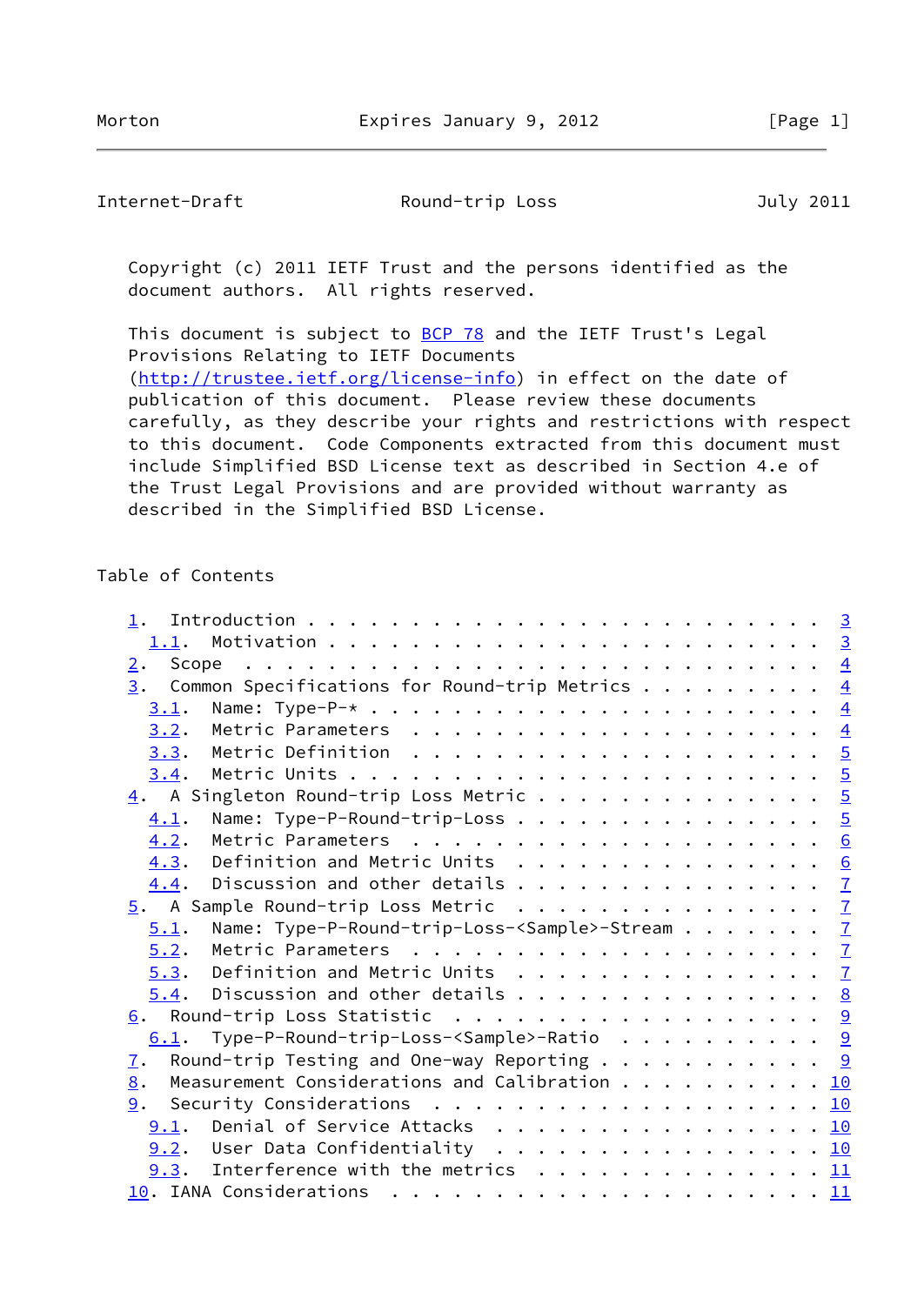Copyright (c) 2011 IETF Trust and the persons identified as the document authors. All rights reserved.

This document is subject to BCP 78 and the IETF Trust's Legal Provisions Relating to IETF Documents (http://trustee.ietf.org/license-info) in effect on the date of publication of this document. Please review these documents carefully, as they describe your rights and restrictions with respect to this document. Code Components extracted from this document must include Simplified BSD License text as described in Section 4.e of the Trust Legal Provisions and are provided without warranty as described in the Simplified BSD License.

## Table of Contents

```
   1.  Introduction . . . . . . . . . . . . . . . . . . . . . . . . .  3
     1.1.  Motivation . . . . . . . . . . . . . . . . . . . . . . . .  3
   2.  Scope  . . . . . . . . . . . . . . . . . . . . . . . . . . . .  4
   3.  Common Specifications for Round-trip Metrics . . . . . . . . .  4
     3.1.  Name: Type-P-* . . . . . . . . . . . . . . . . . . . . . .  4
     3.2.  Metric Parameters  . . . . . . . . . . . . . . . . . . . .  4
     3.3.  Metric Definition  . . . . . . . . . . . . . . . . . . . .  5
     3.4.  Metric Units . . . . . . . . . . . . . . . . . . . . . . .  5
   4.  A Singleton Round-trip Loss Metric . . . . . . . . . . . . . .  5
     4.1.  Name: Type-P-Round-trip-Loss . . . . . . . . . . . . . . .  5
     4.2.  Metric Parameters  . . . . . . . . . . . . . . . . . . . .  6
     4.3.  Definition and Metric Units  . . . . . . . . . . . . . . .  6
     4.4.  Discussion and other details . . . . . . . . . . . . . . .  7
   5.  A Sample Round-trip Loss Metric  . . . . . . . . . . . . . . .  7
     5.1.  Name: Type-P-Round-trip-Loss-<Sample>-Stream . . . . . . .  7
     5.2.  Metric Parameters  . . . . . . . . . . . . . . . . . . . .  7
     5.3.  Definition and Metric Units  . . . . . . . . . . . . . . .  7
     5.4.  Discussion and other details . . . . . . . . . . . . . . .  8
   6.  Round-trip Loss Statistic  . . . . . . . . . . . . . . . . . .  9
     6.1.  Type-P-Round-trip-Loss-<Sample>-Ratio  . . . . . . . . . .  9
   7.  Round-trip Testing and One-way Reporting . . . . . . . . . . .  9
   8.  Measurement Considerations and Calibration . . . . . . . . . . 10
   9.  Security Considerations  . . . . . . . . . . . . . . . . . . . 10
     9.1.  Denial of Service Attacks  . . . . . . . . . . . . . . . . 10
     9.2.  User Data Confidentiality  . . . . . . . . . . . . . . . . 10
     9.3.  Interference with the metrics  . . . . . . . . . . . . . . 11
   10. IANA Considerations  . . . . . . . . . . . . . . . . . . . . . 11
```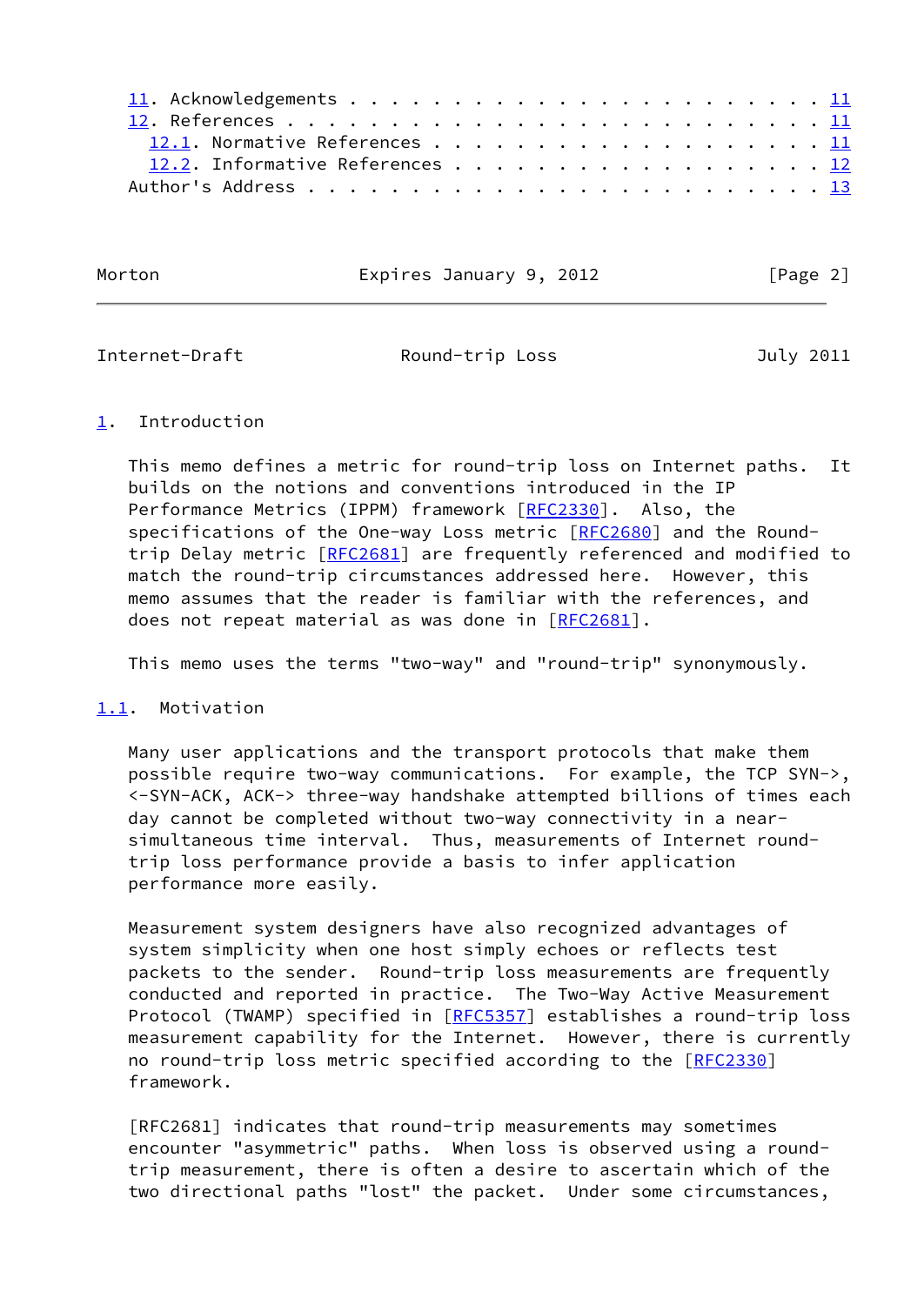11. Acknowledgements . . . . . . . . . . . . . . . . . . . . . . . . 11
12. References . . . . . . . . . . . . . . . . . . . . . . . . . . . 11
  12.1. Normative References . . . . . . . . . . . . . . . . . . . 11
  12.2. Informative References . . . . . . . . . . . . . . . . . . 12
Author's Address . . . . . . . . . . . . . . . . . . . . . . . . . . 13

# 1. Introduction

This memo defines a metric for round-trip loss on Internet paths. It builds on the notions and conventions introduced in the IP Performance Metrics (IPPM) framework [RFC2330]. Also, the specifications of the One-way Loss metric [RFC2680] and the Round-trip Delay metric [RFC2681] are frequently referenced and modified to match the round-trip circumstances addressed here. However, this memo assumes that the reader is familiar with the references, and does not repeat material as was done in [RFC2681].

This memo uses the terms "two-way" and "round-trip" synonymously.

## 1.1. Motivation

Many user applications and the transport protocols that make them possible require two-way communications. For example, the TCP SYN->, <-SYN-ACK, ACK-> three-way handshake attempted billions of times each day cannot be completed without two-way connectivity in a near-simultaneous time interval. Thus, measurements of Internet round-trip loss performance provide a basis to infer application performance more easily.

Measurement system designers have also recognized advantages of system simplicity when one host simply echoes or reflects test packets to the sender. Round-trip loss measurements are frequently conducted and reported in practice. The Two-Way Active Measurement Protocol (TWAMP) specified in [RFC5357] establishes a round-trip loss measurement capability for the Internet. However, there is currently no round-trip loss metric specified according to the [RFC2330] framework.

[RFC2681] indicates that round-trip measurements may sometimes encounter "asymmetric" paths. When loss is observed using a round-trip measurement, there is often a desire to ascertain which of the two directional paths "lost" the packet. Under some circumstances,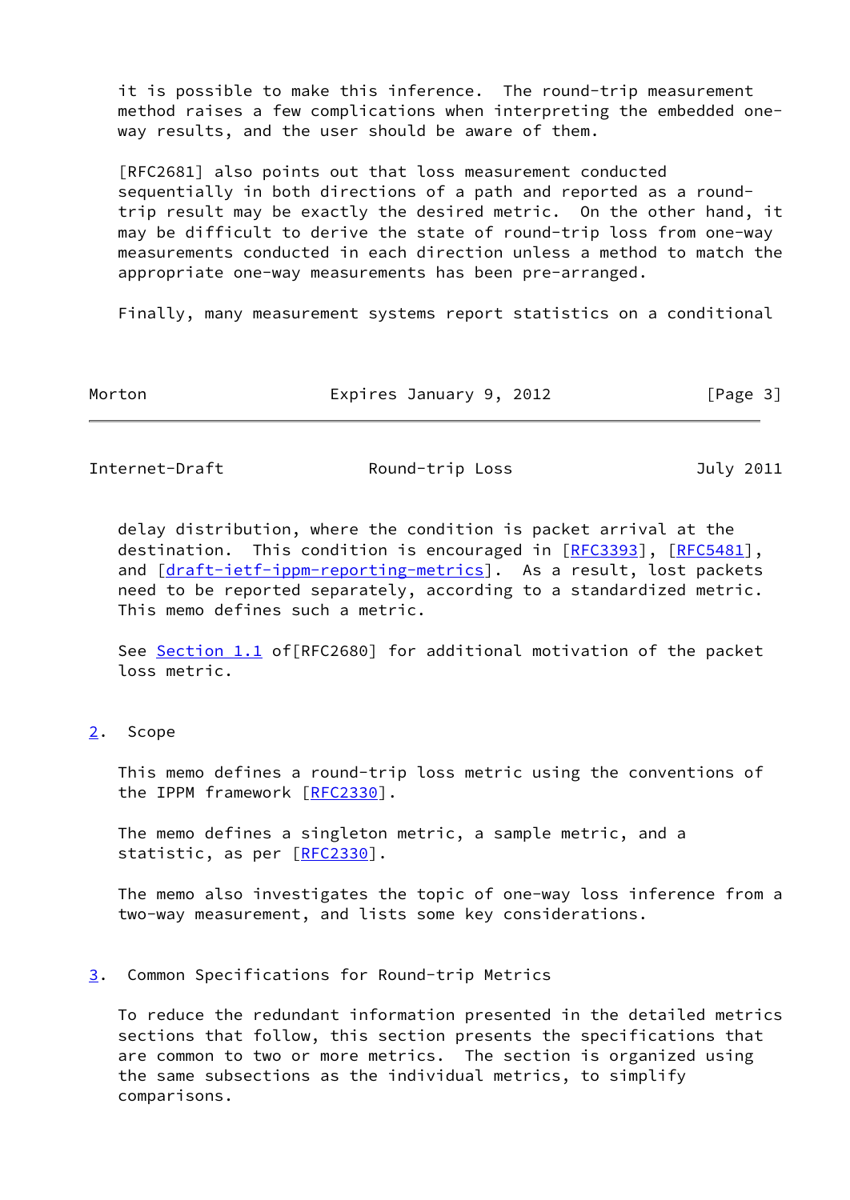it is possible to make this inference. The round-trip measurement method raises a few complications when interpreting the embedded one-way results, and the user should be aware of them.

[RFC2681] also points out that loss measurement conducted sequentially in both directions of a path and reported as a round-trip result may be exactly the desired metric. On the other hand, it may be difficult to derive the state of round-trip loss from one-way measurements conducted in each direction unless a method to match the appropriate one-way measurements has been pre-arranged.

Finally, many measurement systems report statistics on a conditional delay distribution, where the condition is packet arrival at the destination. This condition is encouraged in [RFC3393], [RFC5481], and [draft-ietf-ippm-reporting-metrics]. As a result, lost packets need to be reported separately, according to a standardized metric. This memo defines such a metric.

See Section 1.1 of[RFC2680] for additional motivation of the packet loss metric.

## 2. Scope

This memo defines a round-trip loss metric using the conventions of the IPPM framework [RFC2330].

The memo defines a singleton metric, a sample metric, and a statistic, as per [RFC2330].

The memo also investigates the topic of one-way loss inference from a two-way measurement, and lists some key considerations.

## 3. Common Specifications for Round-trip Metrics

To reduce the redundant information presented in the detailed metrics sections that follow, this section presents the specifications that are common to two or more metrics. The section is organized using the same subsections as the individual metrics, to simplify comparisons.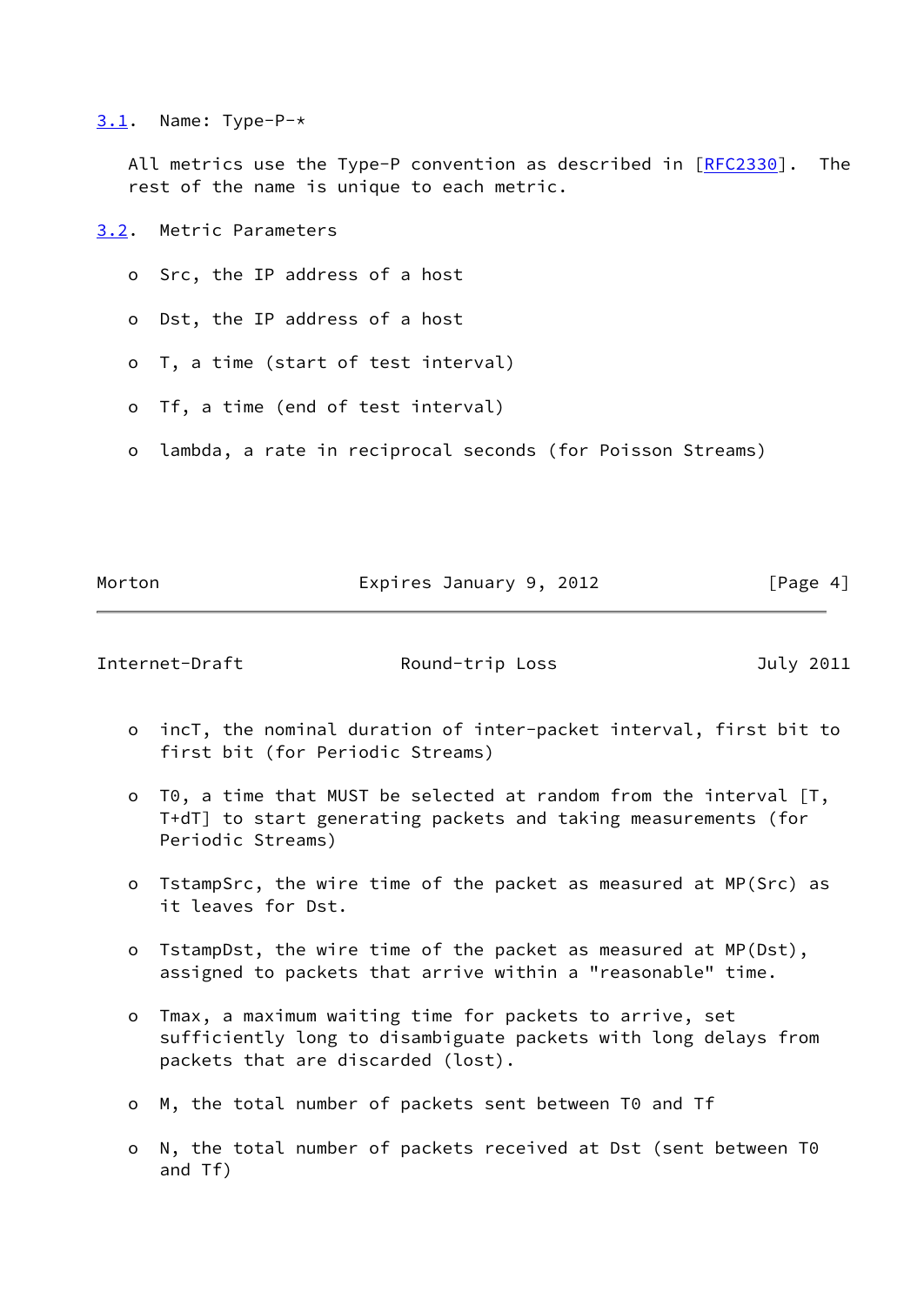### 3.1. Name: Type-P-*

All metrics use the Type-P convention as described in [RFC2330]. The rest of the name is unique to each metric.

### 3.2. Metric Parameters

- Src, the IP address of a host
- Dst, the IP address of a host
- T, a time (start of test interval)
- Tf, a time (end of test interval)
- lambda, a rate in reciprocal seconds (for Poisson Streams)
- incT, the nominal duration of inter-packet interval, first bit to first bit (for Periodic Streams)
- T0, a time that MUST be selected at random from the interval [T, T+dT] to start generating packets and taking measurements (for Periodic Streams)
- TstampSrc, the wire time of the packet as measured at MP(Src) as it leaves for Dst.
- TstampDst, the wire time of the packet as measured at MP(Dst), assigned to packets that arrive within a "reasonable" time.
- Tmax, a maximum waiting time for packets to arrive, set sufficiently long to disambiguate packets with long delays from packets that are discarded (lost).
- M, the total number of packets sent between T0 and Tf
- N, the total number of packets received at Dst (sent between T0 and Tf)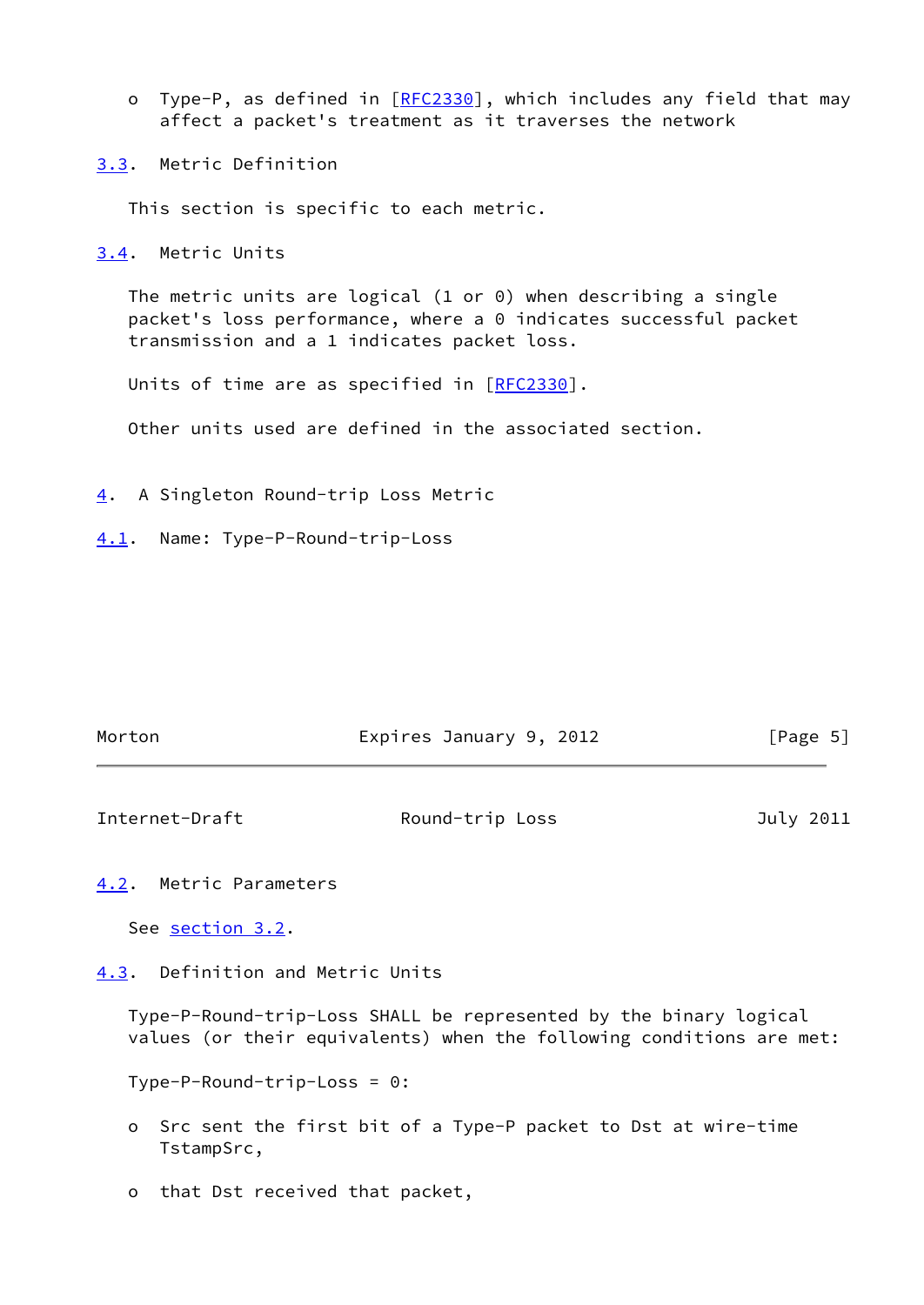- Type-P, as defined in [RFC2330], which includes any field that may affect a packet's treatment as it traverses the network

### 3.3. Metric Definition

This section is specific to each metric.

### 3.4. Metric Units

The metric units are logical (1 or 0) when describing a single packet's loss performance, where a 0 indicates successful packet transmission and a 1 indicates packet loss.

Units of time are as specified in [RFC2330].

Other units used are defined in the associated section.

## 4. A Singleton Round-trip Loss Metric

### 4.1. Name: Type-P-Round-trip-Loss

### 4.2. Metric Parameters

See section 3.2.

### 4.3. Definition and Metric Units

Type-P-Round-trip-Loss SHALL be represented by the binary logical values (or their equivalents) when the following conditions are met:

Type-P-Round-trip-Loss = 0:

- Src sent the first bit of a Type-P packet to Dst at wire-time TstampSrc,
- that Dst received that packet,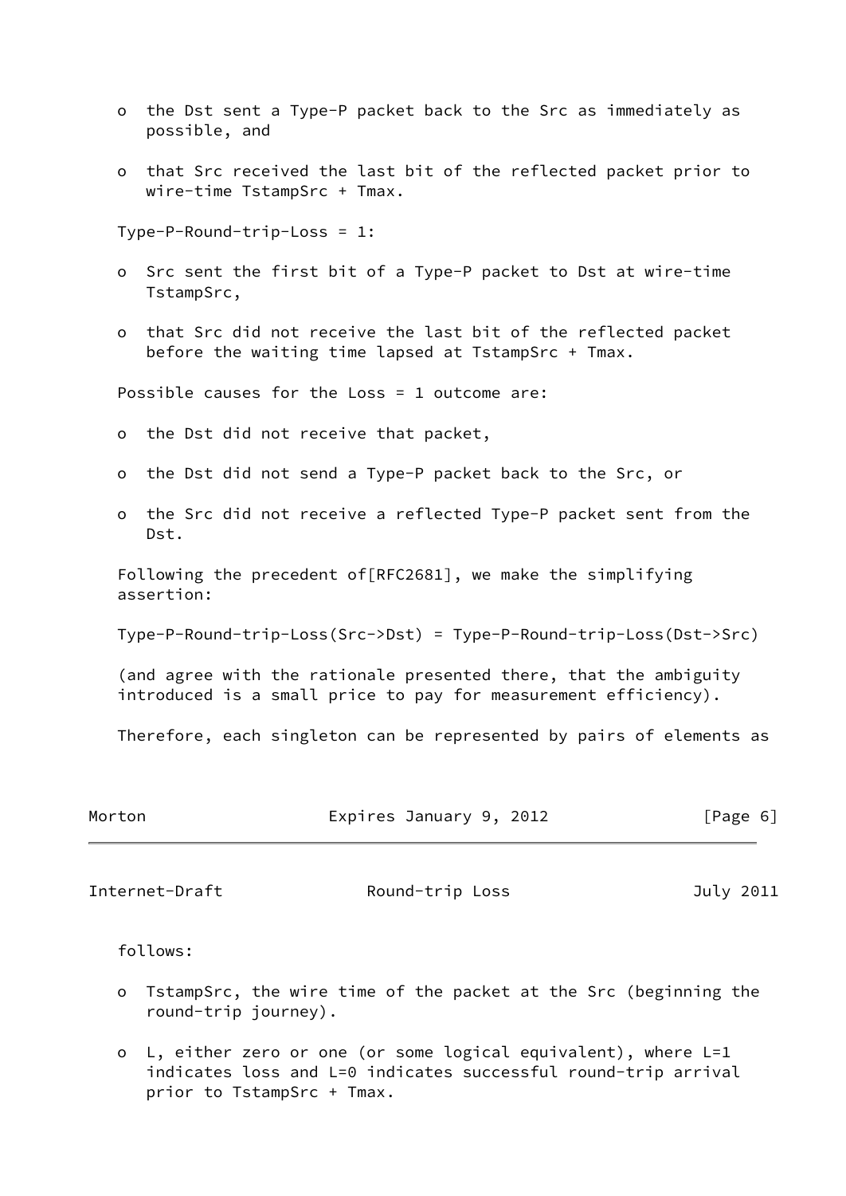- the Dst sent a Type-P packet back to the Src as immediately as possible, and
- that Src received the last bit of the reflected packet prior to wire-time TstampSrc + Tmax.

Type-P-Round-trip-Loss = 1:

- Src sent the first bit of a Type-P packet to Dst at wire-time TstampSrc,
- that Src did not receive the last bit of the reflected packet before the waiting time lapsed at TstampSrc + Tmax.

Possible causes for the Loss = 1 outcome are:

- the Dst did not receive that packet,
- the Dst did not send a Type-P packet back to the Src, or
- the Src did not receive a reflected Type-P packet sent from the Dst.

Following the precedent of[RFC2681], we make the simplifying assertion:

Type-P-Round-trip-Loss(Src->Dst) = Type-P-Round-trip-Loss(Dst->Src)

(and agree with the rationale presented there, that the ambiguity introduced is a small price to pay for measurement efficiency).

Therefore, each singleton can be represented by pairs of elements as follows:

- TstampSrc, the wire time of the packet at the Src (beginning the round-trip journey).
- L, either zero or one (or some logical equivalent), where L=1 indicates loss and L=0 indicates successful round-trip arrival prior to TstampSrc + Tmax.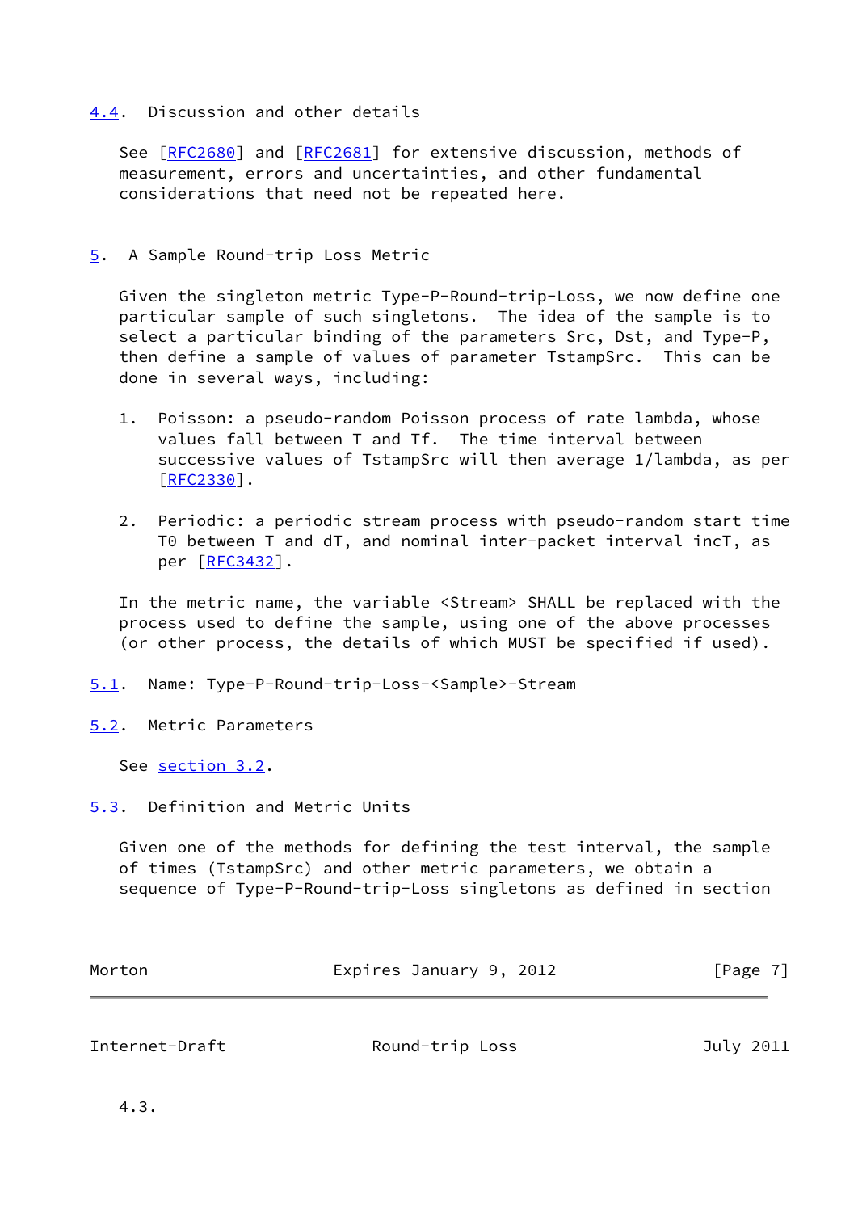### 4.4. Discussion and other details

See [RFC2680] and [RFC2681] for extensive discussion, methods of measurement, errors and uncertainties, and other fundamental considerations that need not be repeated here.

## 5. A Sample Round-trip Loss Metric

Given the singleton metric Type-P-Round-trip-Loss, we now define one particular sample of such singletons. The idea of the sample is to select a particular binding of the parameters Src, Dst, and Type-P, then define a sample of values of parameter TstampSrc. This can be done in several ways, including:

1. Poisson: a pseudo-random Poisson process of rate lambda, whose values fall between T and Tf. The time interval between successive values of TstampSrc will then average 1/lambda, as per [RFC2330].

2. Periodic: a periodic stream process with pseudo-random start time T0 between T and dT, and nominal inter-packet interval incT, as per [RFC3432].

In the metric name, the variable <Stream> SHALL be replaced with the process used to define the sample, using one of the above processes (or other process, the details of which MUST be specified if used).

### 5.1. Name: Type-P-Round-trip-Loss-<Sample>-Stream

### 5.2. Metric Parameters

See section 3.2.

### 5.3. Definition and Metric Units

Given one of the methods for defining the test interval, the sample of times (TstampSrc) and other metric parameters, we obtain a sequence of Type-P-Round-trip-Loss singletons as defined in section 4.3.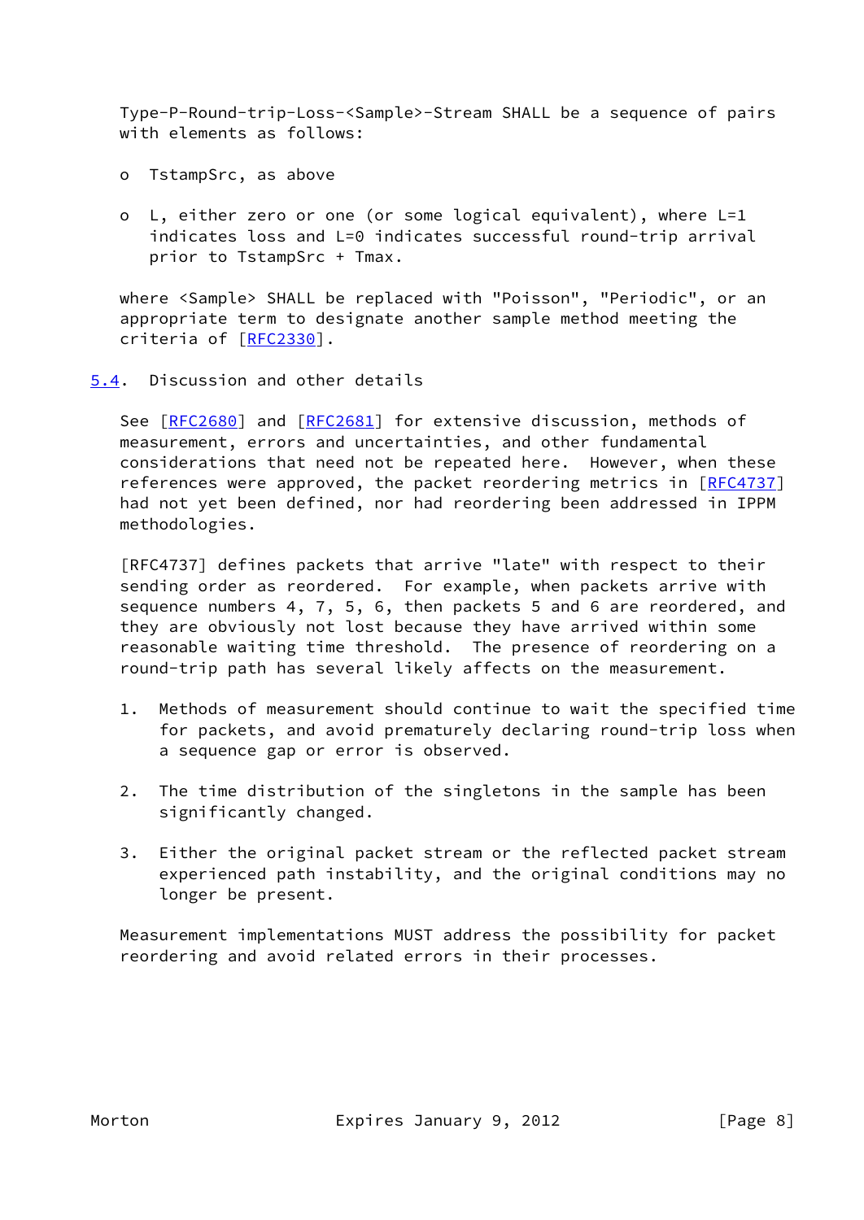Type-P-Round-trip-Loss-<Sample>-Stream SHALL be a sequence of pairs with elements as follows:

- TstampSrc, as above
- L, either zero or one (or some logical equivalent), where L=1 indicates loss and L=0 indicates successful round-trip arrival prior to TstampSrc + Tmax.

where <Sample> SHALL be replaced with "Poisson", "Periodic", or an appropriate term to designate another sample method meeting the criteria of [RFC2330].

### 5.4. Discussion and other details

See [RFC2680] and [RFC2681] for extensive discussion, methods of measurement, errors and uncertainties, and other fundamental considerations that need not be repeated here. However, when these references were approved, the packet reordering metrics in [RFC4737] had not yet been defined, nor had reordering been addressed in IPPM methodologies.

[RFC4737] defines packets that arrive "late" with respect to their sending order as reordered. For example, when packets arrive with sequence numbers 4, 7, 5, 6, then packets 5 and 6 are reordered, and they are obviously not lost because they have arrived within some reasonable waiting time threshold. The presence of reordering on a round-trip path has several likely affects on the measurement.

1. Methods of measurement should continue to wait the specified time for packets, and avoid prematurely declaring round-trip loss when a sequence gap or error is observed.
2. The time distribution of the singletons in the sample has been significantly changed.
3. Either the original packet stream or the reflected packet stream experienced path instability, and the original conditions may no longer be present.

Measurement implementations MUST address the possibility for packet reordering and avoid related errors in their processes.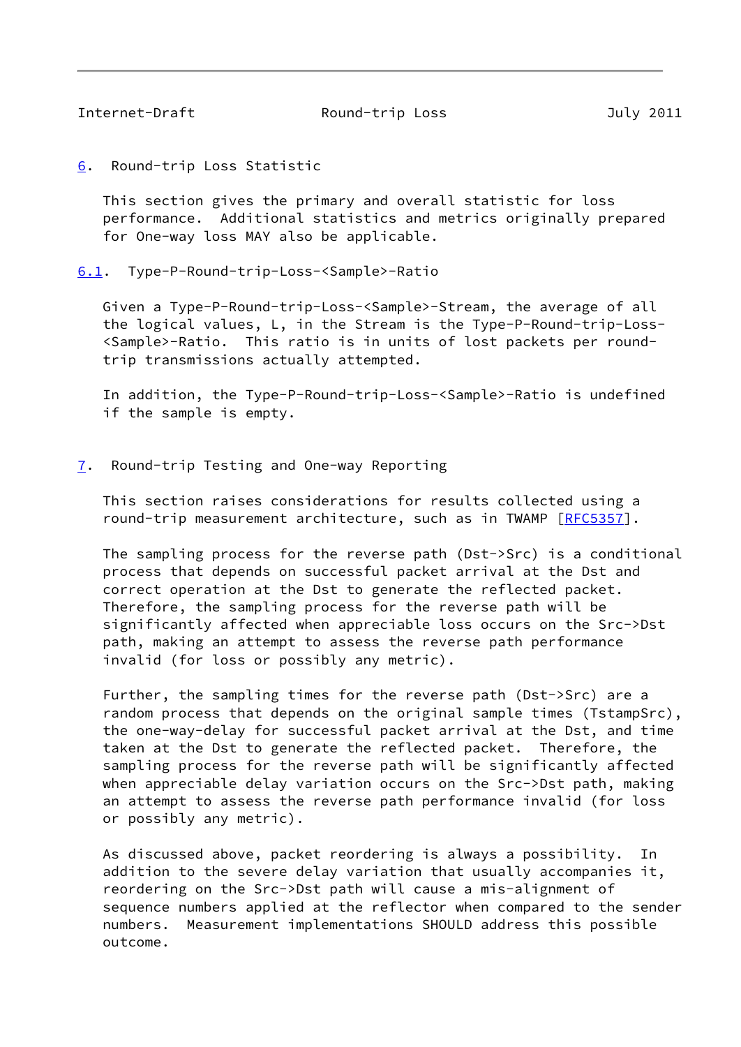# 6. Round-trip Loss Statistic

This section gives the primary and overall statistic for loss performance. Additional statistics and metrics originally prepared for One-way loss MAY also be applicable.

## 6.1. Type-P-Round-trip-Loss-<Sample>-Ratio

Given a Type-P-Round-trip-Loss-<Sample>-Stream, the average of all the logical values, L, in the Stream is the Type-P-Round-trip-Loss-<Sample>-Ratio. This ratio is in units of lost packets per round-trip transmissions actually attempted.

In addition, the Type-P-Round-trip-Loss-<Sample>-Ratio is undefined if the sample is empty.

# 7. Round-trip Testing and One-way Reporting

This section raises considerations for results collected using a round-trip measurement architecture, such as in TWAMP [RFC5357].

The sampling process for the reverse path (Dst->Src) is a conditional process that depends on successful packet arrival at the Dst and correct operation at the Dst to generate the reflected packet. Therefore, the sampling process for the reverse path will be significantly affected when appreciable loss occurs on the Src->Dst path, making an attempt to assess the reverse path performance invalid (for loss or possibly any metric).

Further, the sampling times for the reverse path (Dst->Src) are a random process that depends on the original sample times (TstampSrc), the one-way-delay for successful packet arrival at the Dst, and time taken at the Dst to generate the reflected packet. Therefore, the sampling process for the reverse path will be significantly affected when appreciable delay variation occurs on the Src->Dst path, making an attempt to assess the reverse path performance invalid (for loss or possibly any metric).

As discussed above, packet reordering is always a possibility. In addition to the severe delay variation that usually accompanies it, reordering on the Src->Dst path will cause a mis-alignment of sequence numbers applied at the reflector when compared to the sender numbers. Measurement implementations SHOULD address this possible outcome.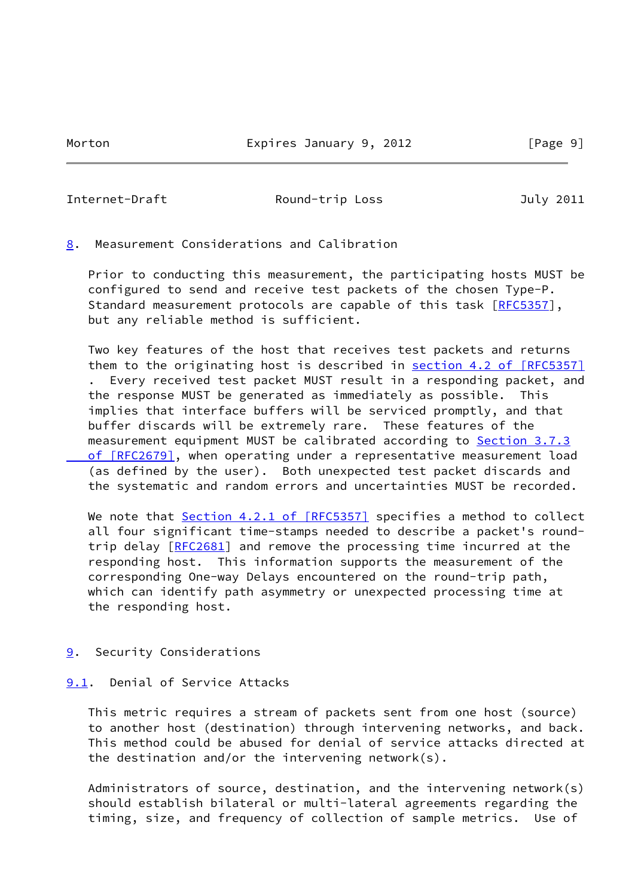## 8. Measurement Considerations and Calibration

Prior to conducting this measurement, the participating hosts MUST be configured to send and receive test packets of the chosen Type-P. Standard measurement protocols are capable of this task [RFC5357], but any reliable method is sufficient.

Two key features of the host that receives test packets and returns them to the originating host is described in section 4.2 of [RFC5357] . Every received test packet MUST result in a responding packet, and the response MUST be generated as immediately as possible. This implies that interface buffers will be serviced promptly, and that buffer discards will be extremely rare. These features of the measurement equipment MUST be calibrated according to Section 3.7.3 of [RFC2679], when operating under a representative measurement load (as defined by the user). Both unexpected test packet discards and the systematic and random errors and uncertainties MUST be recorded.

We note that Section 4.2.1 of [RFC5357] specifies a method to collect all four significant time-stamps needed to describe a packet's round-trip delay [RFC2681] and remove the processing time incurred at the responding host. This information supports the measurement of the corresponding One-way Delays encountered on the round-trip path, which can identify path asymmetry or unexpected processing time at the responding host.

## 9. Security Considerations

### 9.1. Denial of Service Attacks

This metric requires a stream of packets sent from one host (source) to another host (destination) through intervening networks, and back. This method could be abused for denial of service attacks directed at the destination and/or the intervening network(s).

Administrators of source, destination, and the intervening network(s) should establish bilateral or multi-lateral agreements regarding the timing, size, and frequency of collection of sample metrics. Use of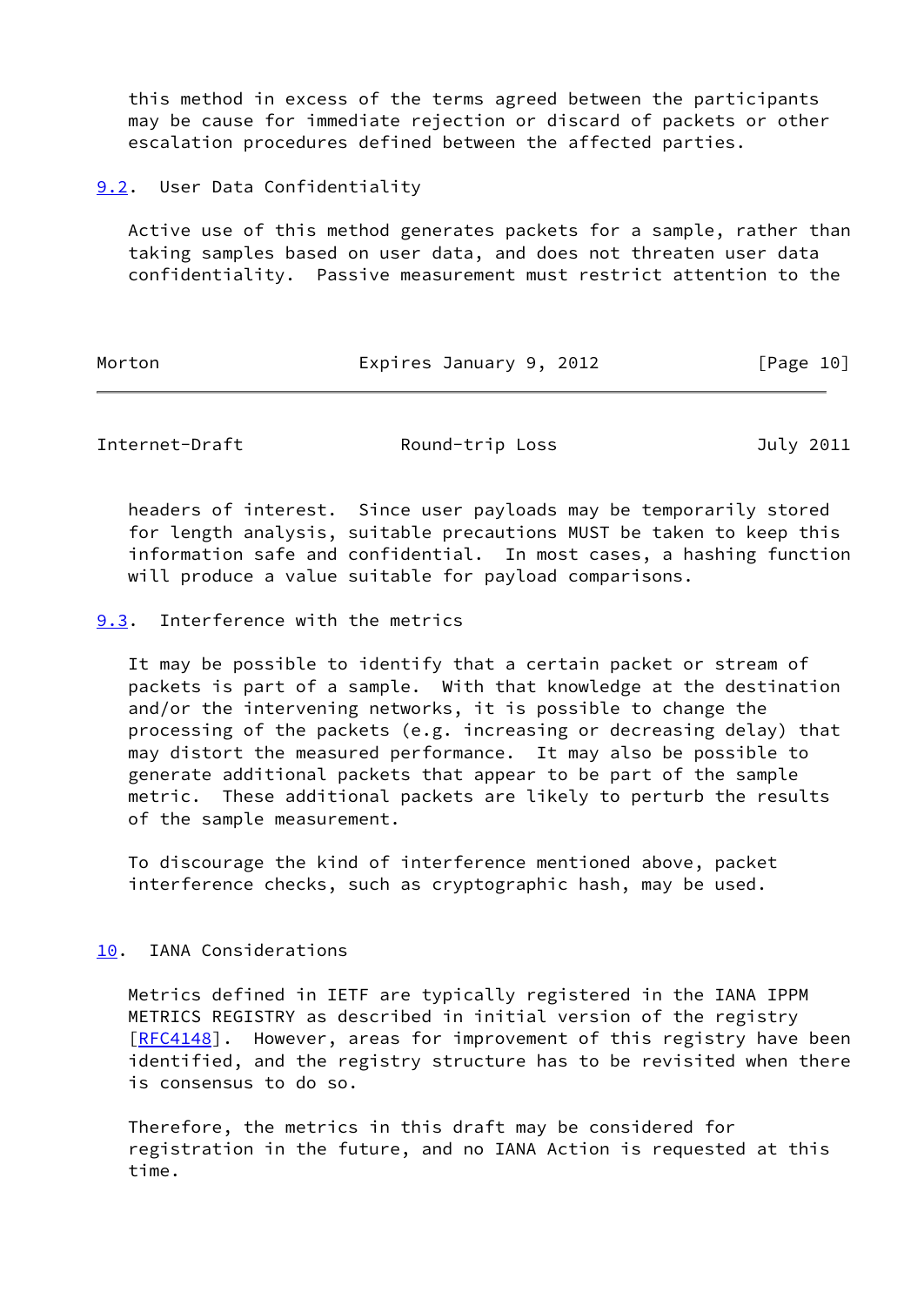this method in excess of the terms agreed between the participants may be cause for immediate rejection or discard of packets or other escalation procedures defined between the affected parties.

## 9.2. User Data Confidentiality

Active use of this method generates packets for a sample, rather than taking samples based on user data, and does not threaten user data confidentiality. Passive measurement must restrict attention to the headers of interest. Since user payloads may be temporarily stored for length analysis, suitable precautions MUST be taken to keep this information safe and confidential. In most cases, a hashing function will produce a value suitable for payload comparisons.

## 9.3. Interference with the metrics

It may be possible to identify that a certain packet or stream of packets is part of a sample. With that knowledge at the destination and/or the intervening networks, it is possible to change the processing of the packets (e.g. increasing or decreasing delay) that may distort the measured performance. It may also be possible to generate additional packets that appear to be part of the sample metric. These additional packets are likely to perturb the results of the sample measurement.

To discourage the kind of interference mentioned above, packet interference checks, such as cryptographic hash, may be used.

# 10. IANA Considerations

Metrics defined in IETF are typically registered in the IANA IPPM METRICS REGISTRY as described in initial version of the registry [RFC4148]. However, areas for improvement of this registry have been identified, and the registry structure has to be revisited when there is consensus to do so.

Therefore, the metrics in this draft may be considered for registration in the future, and no IANA Action is requested at this time.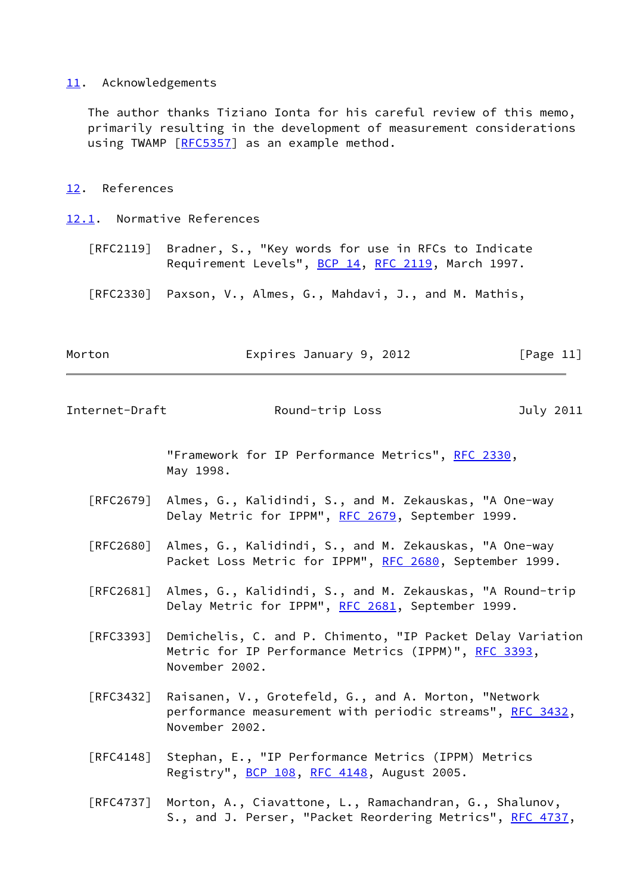## 11. Acknowledgements

The author thanks Tiziano Ionta for his careful review of this memo, primarily resulting in the development of measurement considerations using TWAMP [RFC5357] as an example method.

## 12. References

### 12.1. Normative References

[RFC2119] Bradner, S., "Key words for use in RFCs to Indicate Requirement Levels", BCP 14, RFC 2119, March 1997.

[RFC2330] Paxson, V., Almes, G., Mahdavi, J., and M. Mathis, "Framework for IP Performance Metrics", RFC 2330, May 1998.

[RFC2679] Almes, G., Kalidindi, S., and M. Zekauskas, "A One-way Delay Metric for IPPM", RFC 2679, September 1999.

[RFC2680] Almes, G., Kalidindi, S., and M. Zekauskas, "A One-way Packet Loss Metric for IPPM", RFC 2680, September 1999.

[RFC2681] Almes, G., Kalidindi, S., and M. Zekauskas, "A Round-trip Delay Metric for IPPM", RFC 2681, September 1999.

[RFC3393] Demichelis, C. and P. Chimento, "IP Packet Delay Variation Metric for IP Performance Metrics (IPPM)", RFC 3393, November 2002.

[RFC3432] Raisanen, V., Grotefeld, G., and A. Morton, "Network performance measurement with periodic streams", RFC 3432, November 2002.

[RFC4148] Stephan, E., "IP Performance Metrics (IPPM) Metrics Registry", BCP 108, RFC 4148, August 2005.

[RFC4737] Morton, A., Ciavattone, L., Ramachandran, G., Shalunov, S., and J. Perser, "Packet Reordering Metrics", RFC 4737,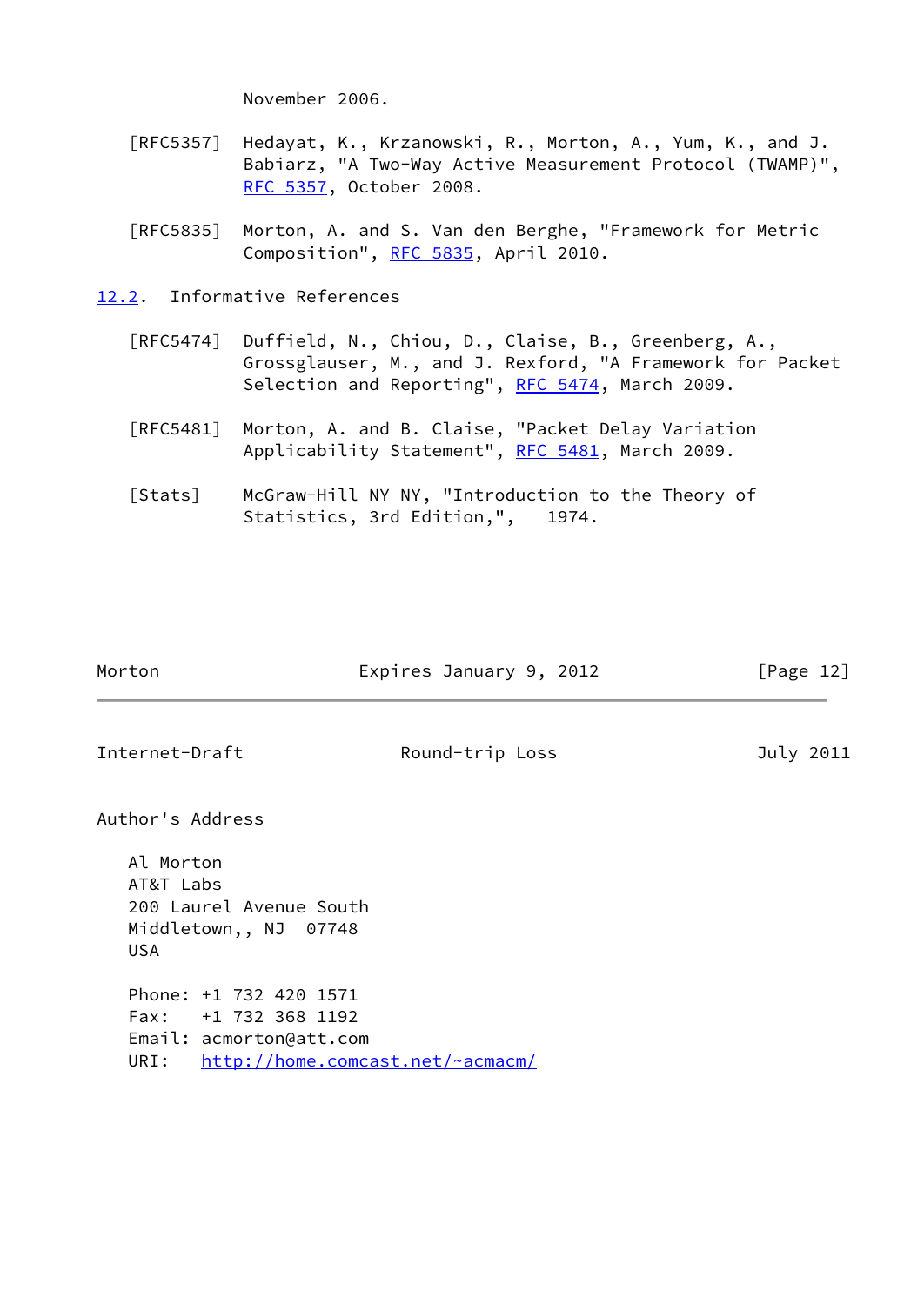November 2006.

[RFC5357] Hedayat, K., Krzanowski, R., Morton, A., Yum, K., and J. Babiarz, "A Two-Way Active Measurement Protocol (TWAMP)", RFC 5357, October 2008.

[RFC5835] Morton, A. and S. Van den Berghe, "Framework for Metric Composition", RFC 5835, April 2010.

### 12.2. Informative References

[RFC5474] Duffield, N., Chiou, D., Claise, B., Greenberg, A., Grossglauser, M., and J. Rexford, "A Framework for Packet Selection and Reporting", RFC 5474, March 2009.

[RFC5481] Morton, A. and B. Claise, "Packet Delay Variation Applicability Statement", RFC 5481, March 2009.

[Stats] McGraw-Hill NY NY, "Introduction to the Theory of Statistics, 3rd Edition,", 1974.

## Author's Address

Al Morton
AT&T Labs
200 Laurel Avenue South
Middletown,, NJ 07748
USA

Phone: +1 732 420 1571
Fax: +1 732 368 1192
Email: acmorton@att.com
URI: http://home.comcast.net/~acmacm/